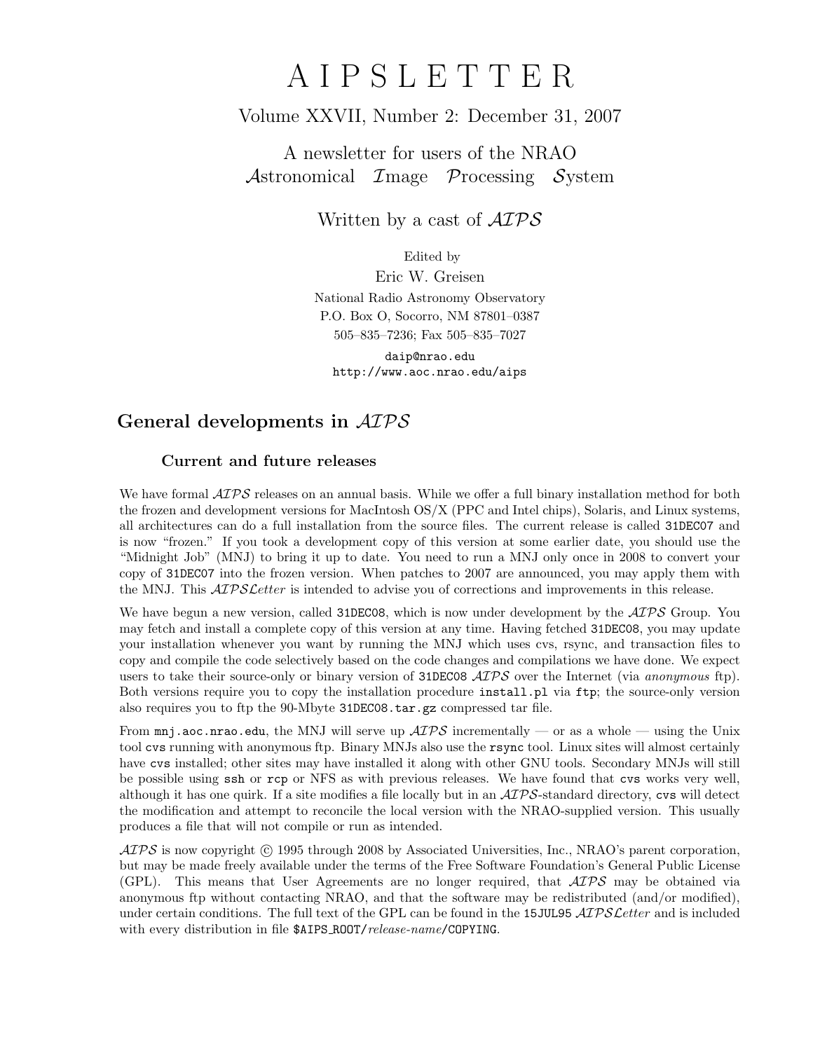# A I P S L E T T E R

## Volume XXVII, Number 2: December 31, 2007

A newsletter for users of the NRAO
*A*stronomical *I*mage *P*rocessing *S*ystem

Written by a cast of *AIPS*

Edited by
Eric W. Greisen
National Radio Astronomy Observatory
P.O. Box O, Socorro, NM 87801–0387
505–835–7236; Fax 505–835–7027

daip@nrao.edu
http://www.aoc.nrao.edu/aips

## General developments in *AIPS*

### Current and future releases

We have formal *AIPS* releases on an annual basis. While we offer a full binary installation method for both the frozen and development versions for MacIntosh OS/X (PPC and Intel chips), Solaris, and Linux systems, all architectures can do a full installation from the source files. The current release is called `31DEC07` and is now "frozen." If you took a development copy of this version at some earlier date, you should use the "Midnight Job" (MNJ) to bring it up to date. You need to run a MNJ only once in 2008 to convert your copy of `31DEC07` into the frozen version. When patches to 2007 are announced, you may apply them with the MNJ. This *AIPSLetter* is intended to advise you of corrections and improvements in this release.

We have begun a new version, called `31DEC08`, which is now under development by the *AIPS* Group. You may fetch and install a complete copy of this version at any time. Having fetched `31DEC08`, you may update your installation whenever you want by running the MNJ which uses cvs, rsync, and transaction files to copy and compile the code selectively based on the code changes and compilations we have done. We expect users to take their source-only or binary version of `31DEC08` *AIPS* over the Internet (via *anonymous* ftp). Both versions require you to copy the installation procedure `install.pl` via `ftp`; the source-only version also requires you to ftp the 90-Mbyte `31DEC08.tar.gz` compressed tar file.

From `mnj.aoc.nrao.edu`, the MNJ will serve up *AIPS* incrementally — or as a whole — using the Unix tool `cvs` running with anonymous ftp. Binary MNJs also use the `rsync` tool. Linux sites will almost certainly have `cvs` installed; other sites may have installed it along with other GNU tools. Secondary MNJs will still be possible using `ssh` or `rcp` or NFS as with previous releases. We have found that `cvs` works very well, although it has one quirk. If a site modifies a file locally but in an *AIPS*-standard directory, `cvs` will detect the modification and attempt to reconcile the local version with the NRAO-supplied version. This usually produces a file that will not compile or run as intended.

*AIPS* is now copyright © 1995 through 2008 by Associated Universities, Inc., NRAO's parent corporation, but may be made freely available under the terms of the Free Software Foundation's General Public License (GPL). This means that User Agreements are no longer required, that *AIPS* may be obtained via anonymous ftp without contacting NRAO, and that the software may be redistributed (and/or modified), under certain conditions. The full text of the GPL can be found in the `15JUL95` *AIPSLetter* and is included with every distribution in file `$AIPS_ROOT/`*release-name*`/COPYING`.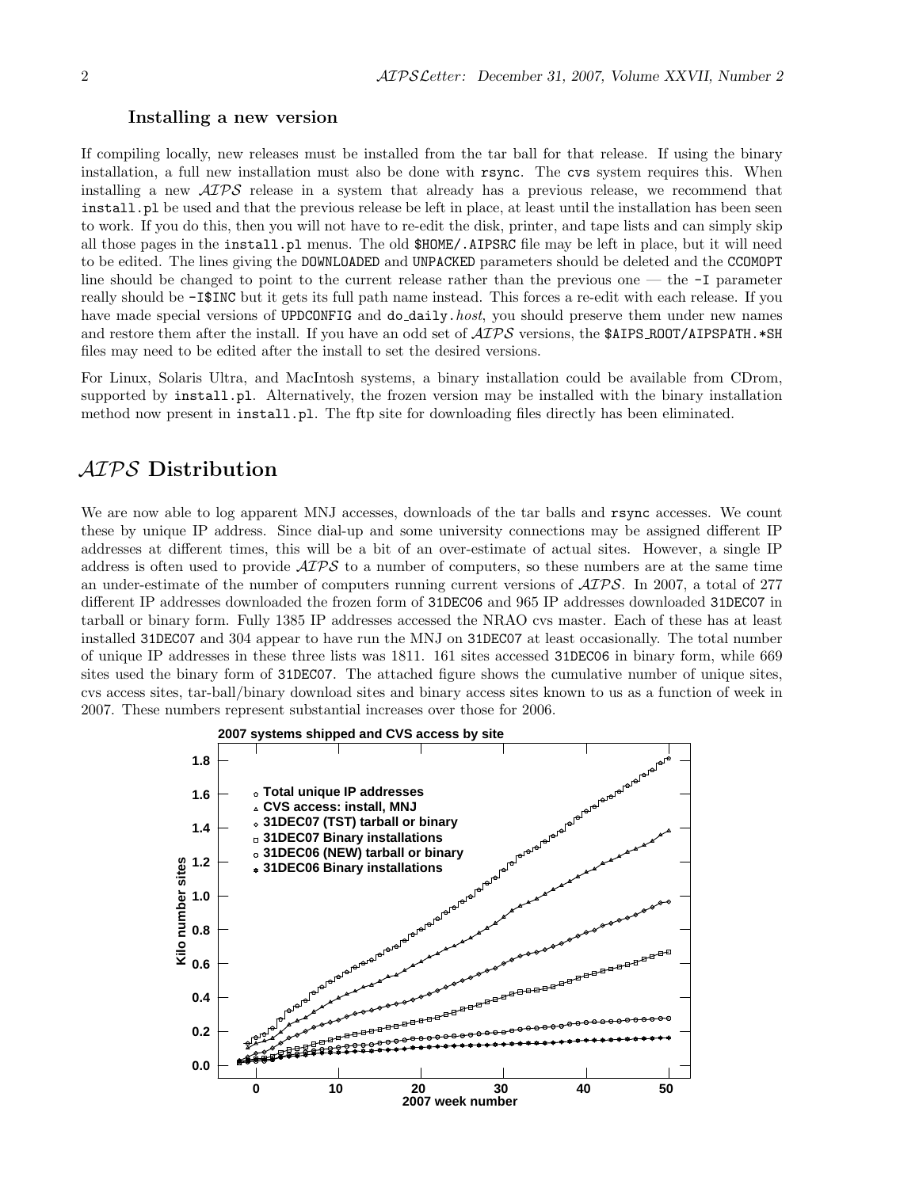### Installing a new version

If compiling locally, new releases must be installed from the tar ball for that release. If using the binary installation, a full new installation must also be done with `rsync`. The `cvs` system requires this. When installing a new $\mathcal{AIPS}$ release in a system that already has a previous release, we recommend that `install.pl` be used and that the previous release be left in place, at least until the installation has been seen to work. If you do this, then you will not have to re-edit the disk, printer, and tape lists and can simply skip all those pages in the `install.pl` menus. The old `$HOME/.AIPSRC` file may be left in place, but it will need to be edited. The lines giving the `DOWNLOADED` and `UNPACKED` parameters should be deleted and the `CCOMOPT` line should be changed to point to the current release rather than the previous one — the `-I` parameter really should be `-I$INC` but it gets its full path name instead. This forces a re-edit with each release. If you have made special versions of `UPDCONFIG` and `do_daily.`*host*, you should preserve them under new names and restore them after the install. If you have an odd set of $\mathcal{AIPS}$ versions, the `$AIPS_ROOT/AIPSPATH.*SH` files may need to be edited after the install to set the desired versions.

For Linux, Solaris Ultra, and MacIntosh systems, a binary installation could be available from CDrom, supported by `install.pl`. Alternatively, the frozen version may be installed with the binary installation method now present in `install.pl`. The ftp site for downloading files directly has been eliminated.

## $\mathcal{AIPS}$ Distribution

We are now able to log apparent MNJ accesses, downloads of the tar balls and `rsync` accesses. We count these by unique IP address. Since dial-up and some university connections may be assigned different IP addresses at different times, this will be a bit of an over-estimate of actual sites. However, a single IP address is often used to provide $\mathcal{AIPS}$ to a number of computers, so these numbers are at the same time an under-estimate of the number of computers running current versions of $\mathcal{AIPS}$. In 2007, a total of 277 different IP addresses downloaded the frozen form of `31DEC06` and 965 IP addresses downloaded `31DEC07` in tarball or binary form. Fully 1385 IP addresses accessed the NRAO cvs master. Each of these has at least installed `31DEC07` and 304 appear to have run the MNJ on `31DEC07` at least occasionally. The total number of unique IP addresses in these three lists was 1811. 161 sites accessed `31DEC06` in binary form, while 669 sites used the binary form of `31DEC07`. The attached figure shows the cumulative number of unique sites, cvs access sites, tar-ball/binary download sites and binary access sites known to us as a function of week in 2007. These numbers represent substantial increases over those for 2006.

**2007 systems shipped and CVS access by site**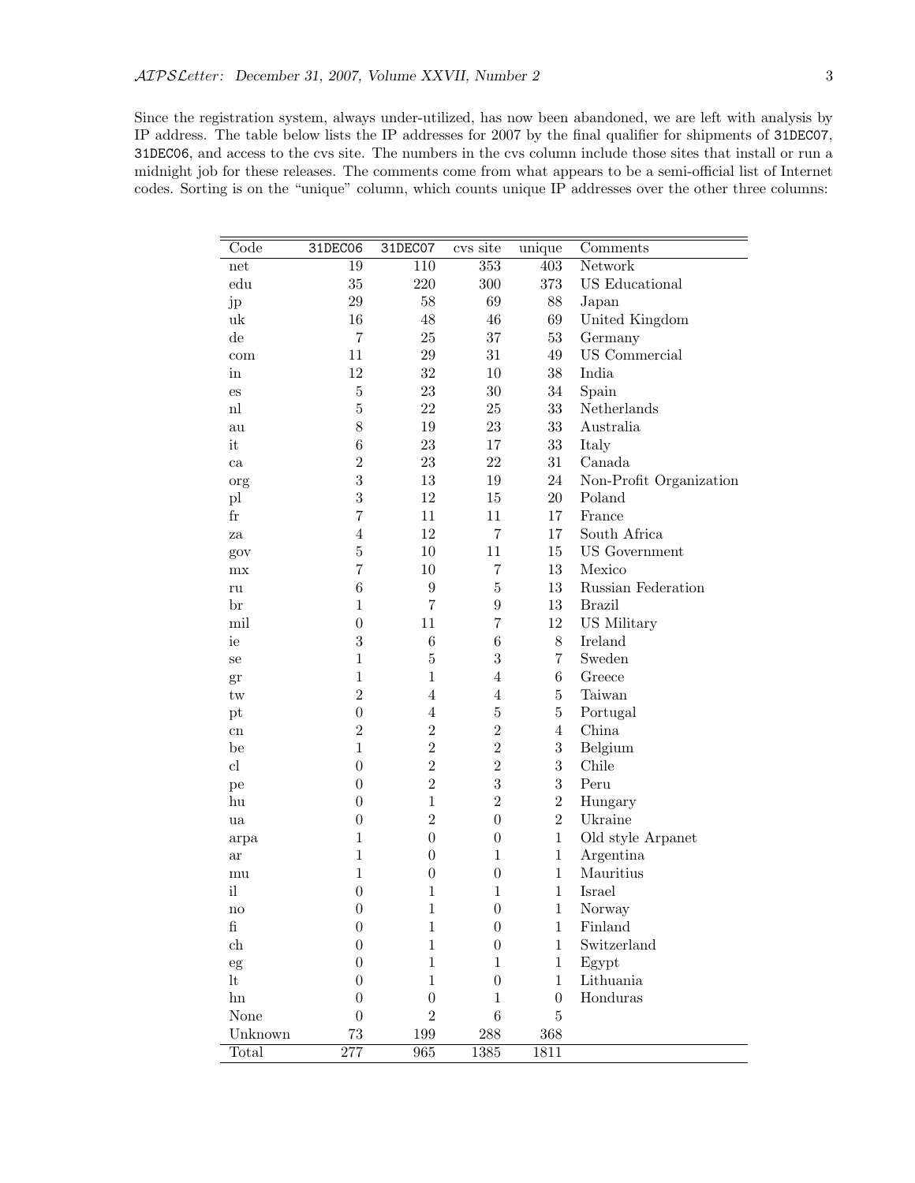Since the registration system, always under-utilized, has now been abandoned, we are left with analysis by IP address. The table below lists the IP addresses for 2007 by the final qualifier for shipments of `31DEC07`, `31DEC06`, and access to the cvs site. The numbers in the cvs column include those sites that install or run a midnight job for these releases. The comments come from what appears to be a semi-official list of Internet codes. Sorting is on the "unique" column, which counts unique IP addresses over the other three columns:

| Code | `31DEC06` | `31DEC07` | cvs site | unique | Comments |
|---|---|---|---|---|---|
| net | 19 | 110 | 353 | 403 | Network |
| edu | 35 | 220 | 300 | 373 | US Educational |
| jp | 29 | 58 | 69 | 88 | Japan |
| uk | 16 | 48 | 46 | 69 | United Kingdom |
| de | 7 | 25 | 37 | 53 | Germany |
| com | 11 | 29 | 31 | 49 | US Commercial |
| in | 12 | 32 | 10 | 38 | India |
| es | 5 | 23 | 30 | 34 | Spain |
| nl | 5 | 22 | 25 | 33 | Netherlands |
| au | 8 | 19 | 23 | 33 | Australia |
| it | 6 | 23 | 17 | 33 | Italy |
| ca | 2 | 23 | 22 | 31 | Canada |
| org | 3 | 13 | 19 | 24 | Non-Profit Organization |
| pl | 3 | 12 | 15 | 20 | Poland |
| fr | 7 | 11 | 11 | 17 | France |
| za | 4 | 12 | 7 | 17 | South Africa |
| gov | 5 | 10 | 11 | 15 | US Government |
| mx | 7 | 10 | 7 | 13 | Mexico |
| ru | 6 | 9 | 5 | 13 | Russian Federation |
| br | 1 | 7 | 9 | 13 | Brazil |
| mil | 0 | 11 | 7 | 12 | US Military |
| ie | 3 | 6 | 6 | 8 | Ireland |
| se | 1 | 5 | 3 | 7 | Sweden |
| gr | 1 | 1 | 4 | 6 | Greece |
| tw | 2 | 4 | 4 | 5 | Taiwan |
| pt | 0 | 4 | 5 | 5 | Portugal |
| cn | 2 | 2 | 2 | 4 | China |
| be | 1 | 2 | 2 | 3 | Belgium |
| cl | 0 | 2 | 2 | 3 | Chile |
| pe | 0 | 2 | 3 | 3 | Peru |
| hu | 0 | 1 | 2 | 2 | Hungary |
| ua | 0 | 2 | 0 | 2 | Ukraine |
| arpa | 1 | 0 | 0 | 1 | Old style Arpanet |
| ar | 1 | 0 | 1 | 1 | Argentina |
| mu | 1 | 0 | 0 | 1 | Mauritius |
| il | 0 | 1 | 1 | 1 | Israel |
| no | 0 | 1 | 0 | 1 | Norway |
| fi | 0 | 1 | 0 | 1 | Finland |
| ch | 0 | 1 | 0 | 1 | Switzerland |
| eg | 0 | 1 | 1 | 1 | Egypt |
| lt | 0 | 1 | 0 | 1 | Lithuania |
| hn | 0 | 0 | 1 | 0 | Honduras |
| None | 0 | 2 | 6 | 5 | |
| Unknown | 73 | 199 | 288 | 368 | |
| Total | 277 | 965 | 1385 | 1811 | |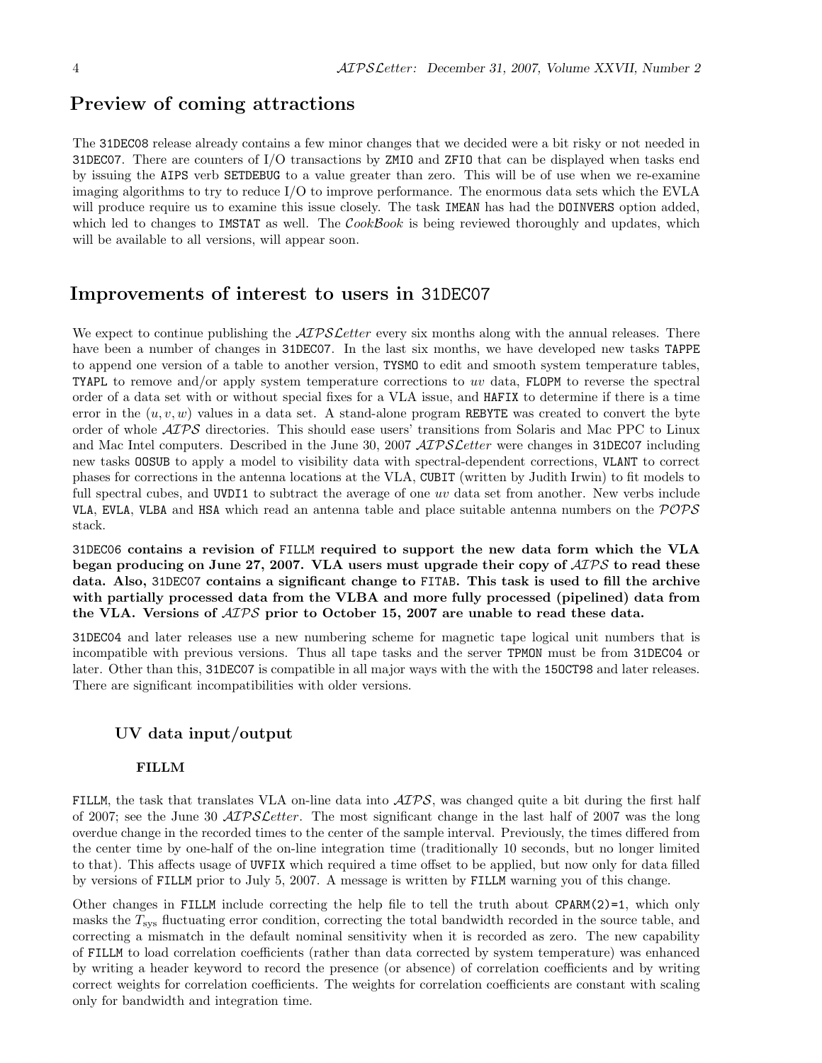## Preview of coming attractions

The 31DEC08 release already contains a few minor changes that we decided were a bit risky or not needed in 31DEC07. There are counters of I/O transactions by ZMIO and ZFIO that can be displayed when tasks end by issuing the AIPS verb SETDEBUG to a value greater than zero. This will be of use when we re-examine imaging algorithms to try to reduce I/O to improve performance. The enormous data sets which the EVLA will produce require us to examine this issue closely. The task IMEAN has had the DOINVERS option added, which led to changes to IMSTAT as well. The *CookBook* is being reviewed thoroughly and updates, which will be available to all versions, will appear soon.

## Improvements of interest to users in 31DEC07

We expect to continue publishing the *AIPSLetter* every six months along with the annual releases. There have been a number of changes in 31DEC07. In the last six months, we have developed new tasks TAPPE to append one version of a table to another version, TYSMO to edit and smooth system temperature tables, TYAPL to remove and/or apply system temperature corrections to *uv* data, FLOPM to reverse the spectral order of a data set with or without special fixes for a VLA issue, and HAFIX to determine if there is a time error in the $(u, v, w)$ values in a data set. A stand-alone program REBYTE was created to convert the byte order of whole *AIPS* directories. This should ease users' transitions from Solaris and Mac PPC to Linux and Mac Intel computers. Described in the June 30, 2007 *AIPSLetter* were changes in 31DEC07 including new tasks OOSUB to apply a model to visibility data with spectral-dependent corrections, VLANT to correct phases for corrections in the antenna locations at the VLA, CUBIT (written by Judith Irwin) to fit models to full spectral cubes, and UVDI1 to subtract the average of one *uv* data set from another. New verbs include VLA, EVLA, VLBA and HSA which read an antenna table and place suitable antenna numbers on the *POPS* stack.

**31DEC06 contains a revision of FILLM required to support the new data form which the VLA began producing on June 27, 2007. VLA users must upgrade their copy of *AIPS* to read these data. Also, 31DEC07 contains a significant change to FITAB. This task is used to fill the archive with partially processed data from the VLBA and more fully processed (pipelined) data from the VLA. Versions of *AIPS* prior to October 15, 2007 are unable to read these data.**

31DEC04 and later releases use a new numbering scheme for magnetic tape logical unit numbers that is incompatible with previous versions. Thus all tape tasks and the server TPMON must be from 31DEC04 or later. Other than this, 31DEC07 is compatible in all major ways with the with the 15OCT98 and later releases. There are significant incompatibilities with older versions.

### UV data input/output

#### FILLM

FILLM, the task that translates VLA on-line data into *AIPS*, was changed quite a bit during the first half of 2007; see the June 30 *AIPSLetter*. The most significant change in the last half of 2007 was the long overdue change in the recorded times to the center of the sample interval. Previously, the times differed from the center time by one-half of the on-line integration time (traditionally 10 seconds, but no longer limited to that). This affects usage of UVFIX which required a time offset to be applied, but now only for data filled by versions of FILLM prior to July 5, 2007. A message is written by FILLM warning you of this change.

Other changes in FILLM include correcting the help file to tell the truth about CPARM(2)=1, which only masks the $T_{\rm sys}$ fluctuating error condition, correcting the total bandwidth recorded in the source table, and correcting a mismatch in the default nominal sensitivity when it is recorded as zero. The new capability of FILLM to load correlation coefficients (rather than data corrected by system temperature) was enhanced by writing a header keyword to record the presence (or absence) of correlation coefficients and by writing correct weights for correlation coefficients. The weights for correlation coefficients are constant with scaling only for bandwidth and integration time.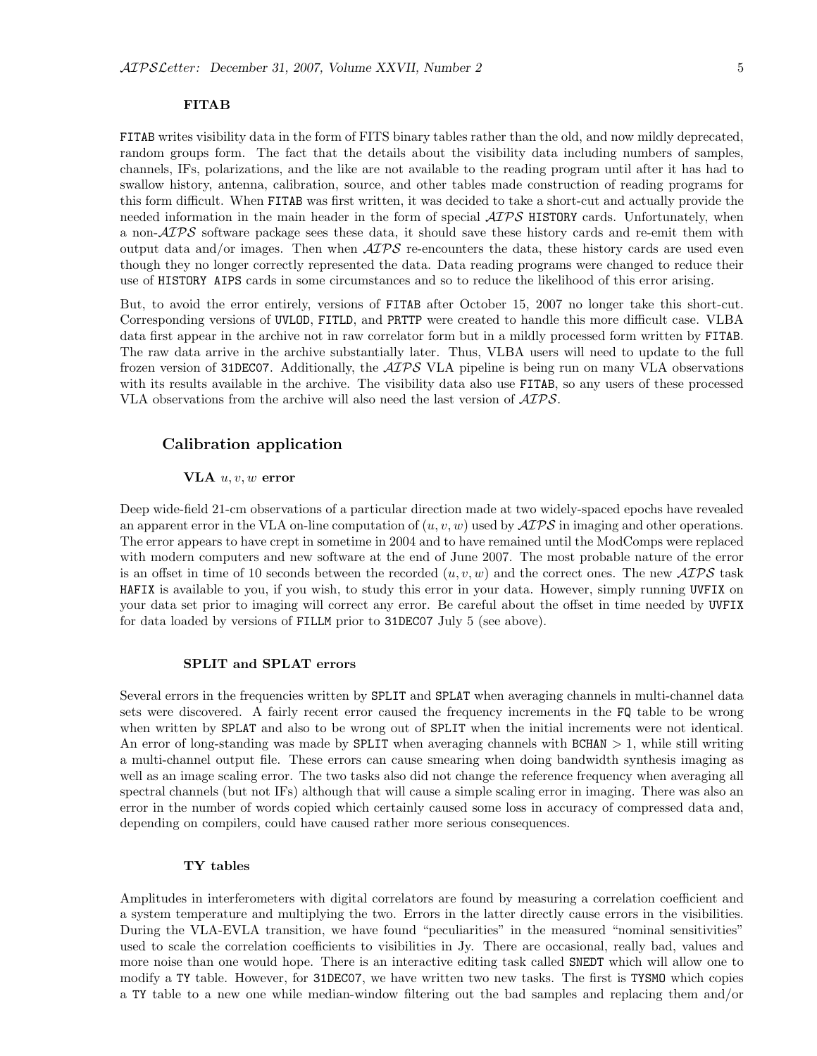### FITAB

FITAB writes visibility data in the form of FITS binary tables rather than the old, and now mildly deprecated, random groups form. The fact that the details about the visibility data including numbers of samples, channels, IFs, polarizations, and the like are not available to the reading program until after it has had to swallow history, antenna, calibration, source, and other tables made construction of reading programs for this form difficult. When FITAB was first written, it was decided to take a short-cut and actually provide the needed information in the main header in the form of special *AIPS* HISTORY cards. Unfortunately, when a non-*AIPS* software package sees these data, it should save these history cards and re-emit them with output data and/or images. Then when *AIPS* re-encounters the data, these history cards are used even though they no longer correctly represented the data. Data reading programs were changed to reduce their use of HISTORY AIPS cards in some circumstances and so to reduce the likelihood of this error arising.

But, to avoid the error entirely, versions of FITAB after October 15, 2007 no longer take this short-cut. Corresponding versions of UVLOD, FITLD, and PRTTP were created to handle this more difficult case. VLBA data first appear in the archive not in raw correlator form but in a mildly processed form written by FITAB. The raw data arrive in the archive substantially later. Thus, VLBA users will need to update to the full frozen version of 31DEC07. Additionally, the *AIPS* VLA pipeline is being run on many VLA observations with its results available in the archive. The visibility data also use FITAB, so any users of these processed VLA observations from the archive will also need the last version of *AIPS*.

## Calibration application

### VLA $u, v, w$ error

Deep wide-field 21-cm observations of a particular direction made at two widely-spaced epochs have revealed an apparent error in the VLA on-line computation of $(u, v, w)$ used by *AIPS* in imaging and other operations. The error appears to have crept in sometime in 2004 and to have remained until the ModComps were replaced with modern computers and new software at the end of June 2007. The most probable nature of the error is an offset in time of 10 seconds between the recorded $(u, v, w)$ and the correct ones. The new *AIPS* task HAFIX is available to you, if you wish, to study this error in your data. However, simply running UVFIX on your data set prior to imaging will correct any error. Be careful about the offset in time needed by UVFIX for data loaded by versions of FILLM prior to 31DEC07 July 5 (see above).

### SPLIT and SPLAT errors

Several errors in the frequencies written by SPLIT and SPLAT when averaging channels in multi-channel data sets were discovered. A fairly recent error caused the frequency increments in the FQ table to be wrong when written by SPLAT and also to be wrong out of SPLIT when the initial increments were not identical. An error of long-standing was made by SPLIT when averaging channels with BCHAN $> 1$, while still writing a multi-channel output file. These errors can cause smearing when doing bandwidth synthesis imaging as well as an image scaling error. The two tasks also did not change the reference frequency when averaging all spectral channels (but not IFs) although that will cause a simple scaling error in imaging. There was also an error in the number of words copied which certainly caused some loss in accuracy of compressed data and, depending on compilers, could have caused rather more serious consequences.

### TY tables

Amplitudes in interferometers with digital correlators are found by measuring a correlation coefficient and a system temperature and multiplying the two. Errors in the latter directly cause errors in the visibilities. During the VLA-EVLA transition, we have found "peculiarities" in the measured "nominal sensitivities" used to scale the correlation coefficients to visibilities in Jy. There are occasional, really bad, values and more noise than one would hope. There is an interactive editing task called SNEDT which will allow one to modify a TY table. However, for 31DEC07, we have written two new tasks. The first is TYSMO which copies a TY table to a new one while median-window filtering out the bad samples and replacing them and/or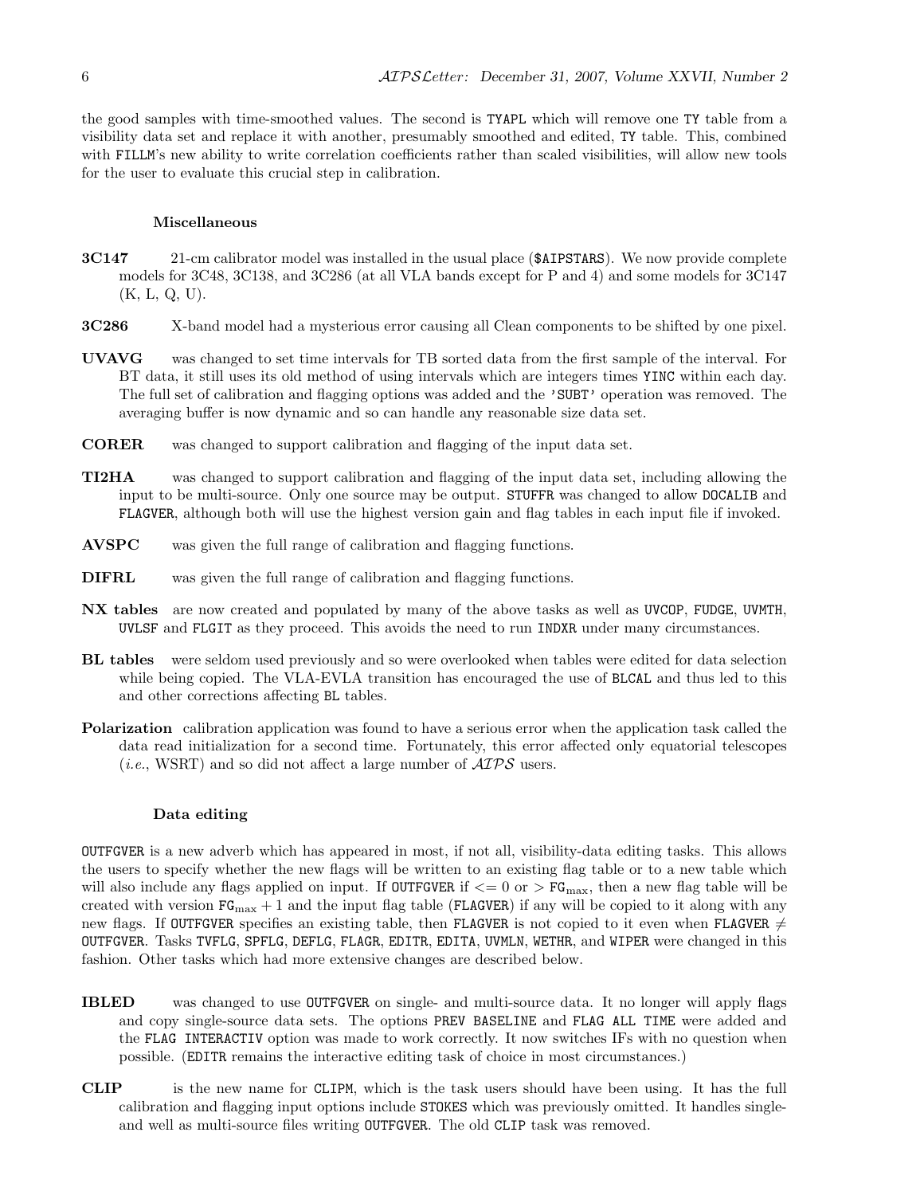the good samples with time-smoothed values. The second is TYAPL which will remove one TY table from a visibility data set and replace it with another, presumably smoothed and edited, TY table. This, combined with FILLM's new ability to write correlation coefficients rather than scaled visibilities, will allow new tools for the user to evaluate this crucial step in calibration.

### Miscellaneous

**3C147** 21-cm calibrator model was installed in the usual place ($AIPSTARS). We now provide complete models for 3C48, 3C138, and 3C286 (at all VLA bands except for P and 4) and some models for 3C147 (K, L, Q, U).

**3C286** X-band model had a mysterious error causing all Clean components to be shifted by one pixel.

**UVAVG** was changed to set time intervals for TB sorted data from the first sample of the interval. For BT data, it still uses its old method of using intervals which are integers times YINC within each day. The full set of calibration and flagging options was added and the 'SUBT' operation was removed. The averaging buffer is now dynamic and so can handle any reasonable size data set.

**CORER** was changed to support calibration and flagging of the input data set.

**TI2HA** was changed to support calibration and flagging of the input data set, including allowing the input to be multi-source. Only one source may be output. STUFFR was changed to allow DOCALIB and FLAGVER, although both will use the highest version gain and flag tables in each input file if invoked.

**AVSPC** was given the full range of calibration and flagging functions.

**DIFRL** was given the full range of calibration and flagging functions.

**NX tables** are now created and populated by many of the above tasks as well as UVCOP, FUDGE, UVMTH, UVLSF and FLGIT as they proceed. This avoids the need to run INDXR under many circumstances.

**BL tables** were seldom used previously and so were overlooked when tables were edited for data selection while being copied. The VLA-EVLA transition has encouraged the use of BLCAL and thus led to this and other corrections affecting BL tables.

**Polarization** calibration application was found to have a serious error when the application task called the data read initialization for a second time. Fortunately, this error affected only equatorial telescopes (*i.e.*, WSRT) and so did not affect a large number of *AIPS* users.

### Data editing

OUTFGVER is a new adverb which has appeared in most, if not all, visibility-data editing tasks. This allows the users to specify whether the new flags will be written to an existing flag table or to a new table which will also include any flags applied on input. If OUTFGVER if <= 0 or > $\mathrm{FG}_{\max}$, then a new flag table will be created with version $\mathrm{FG}_{\max} + 1$ and the input flag table (FLAGVER) if any will be copied to it along with any new flags. If OUTFGVER specifies an existing table, then FLAGVER is not copied to it even when FLAGVER $\neq$ OUTFGVER. Tasks TVFLG, SPFLG, DEFLG, FLAGR, EDITR, EDITA, UVMLN, WETHR, and WIPER were changed in this fashion. Other tasks which had more extensive changes are described below.

**IBLED** was changed to use OUTFGVER on single- and multi-source data. It no longer will apply flags and copy single-source data sets. The options PREV BASELINE and FLAG ALL TIME were added and the FLAG INTERACTIV option was made to work correctly. It now switches IFs with no question when possible. (EDITR remains the interactive editing task of choice in most circumstances.)

**CLIP** is the new name for CLIPM, which is the task users should have been using. It has the full calibration and flagging input options include STOKES which was previously omitted. It handles single- and well as multi-source files writing OUTFGVER. The old CLIP task was removed.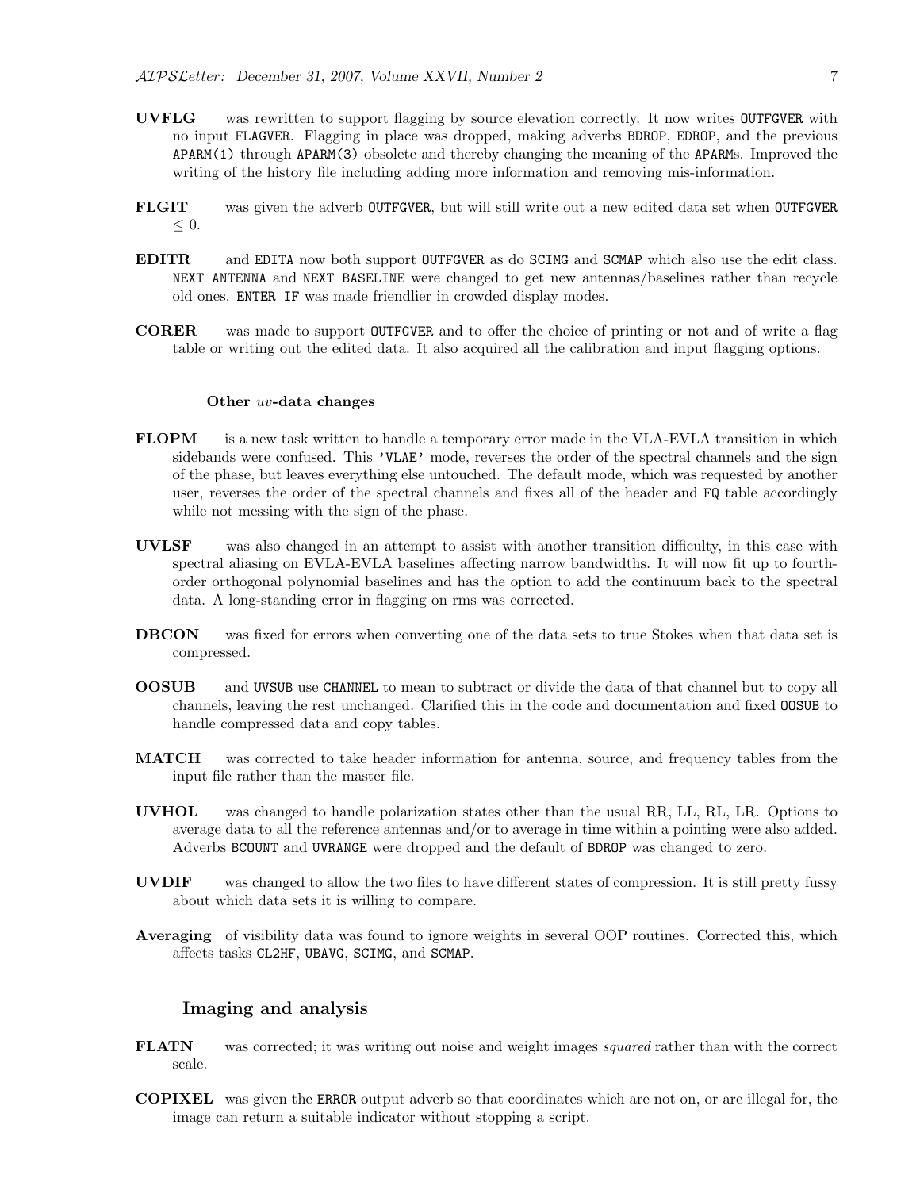**UVFLG** was rewritten to support flagging by source elevation correctly. It now writes `OUTFGVER` with no input `FLAGVER`. Flagging in place was dropped, making adverbs `BDROP`, `EDROP`, and the previous `APARM(1)` through `APARM(3)` obsolete and thereby changing the meaning of the `APARM`s. Improved the writing of the history file including adding more information and removing mis-information.

**FLGIT** was given the adverb `OUTFGVER`, but will still write out a new edited data set when `OUTFGVER` $\leq 0$.

**EDITR** and `EDITA` now both support `OUTFGVER` as do `SCIMG` and `SCMAP` which also use the edit class. `NEXT ANTENNA` and `NEXT BASELINE` were changed to get new antennas/baselines rather than recycle old ones. `ENTER IF` was made friendlier in crowded display modes.

**CORER** was made to support `OUTFGVER` and to offer the choice of printing or not and of write a flag table or writing out the edited data. It also acquired all the calibration and input flagging options.

#### Other *uv*-data changes

**FLOPM** is a new task written to handle a temporary error made in the VLA-EVLA transition in which sidebands were confused. This `'VLAE'` mode, reverses the order of the spectral channels and the sign of the phase, but leaves everything else untouched. The default mode, which was requested by another user, reverses the order of the spectral channels and fixes all of the header and `FQ` table accordingly while not messing with the sign of the phase.

**UVLSF** was also changed in an attempt to assist with another transition difficulty, in this case with spectral aliasing on EVLA-EVLA baselines affecting narrow bandwidths. It will now fit up to fourth-order orthogonal polynomial baselines and has the option to add the continuum back to the spectral data. A long-standing error in flagging on rms was corrected.

**DBCON** was fixed for errors when converting one of the data sets to true Stokes when that data set is compressed.

**OOSUB** and `UVSUB` use `CHANNEL` to mean to subtract or divide the data of that channel but to copy all channels, leaving the rest unchanged. Clarified this in the code and documentation and fixed `OOSUB` to handle compressed data and copy tables.

**MATCH** was corrected to take header information for antenna, source, and frequency tables from the input file rather than the master file.

**UVHOL** was changed to handle polarization states other than the usual RR, LL, RL, LR. Options to average data to all the reference antennas and/or to average in time within a pointing were also added. Adverbs `BCOUNT` and `UVRANGE` were dropped and the default of `BDROP` was changed to zero.

**UVDIF** was changed to allow the two files to have different states of compression. It is still pretty fussy about which data sets it is willing to compare.

**Averaging** of visibility data was found to ignore weights in several OOP routines. Corrected this, which affects tasks `CL2HF`, `UBAVG`, `SCIMG`, and `SCMAP`.

### Imaging and analysis

**FLATN** was corrected; it was writing out noise and weight images *squared* rather than with the correct scale.

**COPIXEL** was given the `ERROR` output adverb so that coordinates which are not on, or are illegal for, the image can return a suitable indicator without stopping a script.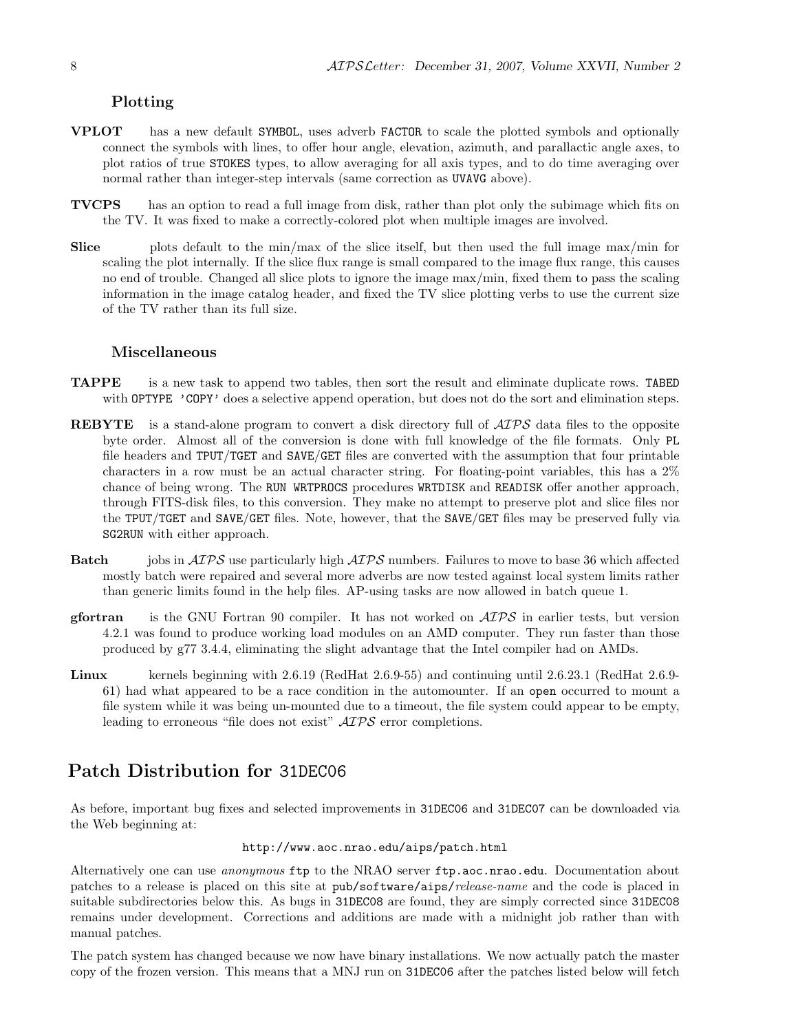### Plotting

**VPLOT** has a new default SYMBOL, uses adverb FACTOR to scale the plotted symbols and optionally connect the symbols with lines, to offer hour angle, elevation, azimuth, and parallactic angle axes, to plot ratios of true STOKES types, to allow averaging for all axis types, and to do time averaging over normal rather than integer-step intervals (same correction as UVAVG above).

**TVCPS** has an option to read a full image from disk, rather than plot only the subimage which fits on the TV. It was fixed to make a correctly-colored plot when multiple images are involved.

**Slice** plots default to the min/max of the slice itself, but then used the full image max/min for scaling the plot internally. If the slice flux range is small compared to the image flux range, this causes no end of trouble. Changed all slice plots to ignore the image max/min, fixed them to pass the scaling information in the image catalog header, and fixed the TV slice plotting verbs to use the current size of the TV rather than its full size.

### Miscellaneous

**TAPPE** is a new task to append two tables, then sort the result and eliminate duplicate rows. TABED with OPTYPE 'COPY' does a selective append operation, but does not do the sort and elimination steps.

**REBYTE** is a stand-alone program to convert a disk directory full of *AIPS* data files to the opposite byte order. Almost all of the conversion is done with full knowledge of the file formats. Only PL file headers and TPUT/TGET and SAVE/GET files are converted with the assumption that four printable characters in a row must be an actual character string. For floating-point variables, this has a 2% chance of being wrong. The RUN WRTPROCS procedures WRTDISK and READISK offer another approach, through FITS-disk files, to this conversion. They make no attempt to preserve plot and slice files nor the TPUT/TGET and SAVE/GET files. Note, however, that the SAVE/GET files may be preserved fully via SG2RUN with either approach.

**Batch** jobs in *AIPS* use particularly high *AIPS* numbers. Failures to move to base 36 which affected mostly batch were repaired and several more adverbs are now tested against local system limits rather than generic limits found in the help files. AP-using tasks are now allowed in batch queue 1.

**gfortran** is the GNU Fortran 90 compiler. It has not worked on *AIPS* in earlier tests, but version 4.2.1 was found to produce working load modules on an AMD computer. They run faster than those produced by g77 3.4.4, eliminating the slight advantage that the Intel compiler had on AMDs.

**Linux** kernels beginning with 2.6.19 (RedHat 2.6.9-55) and continuing until 2.6.23.1 (RedHat 2.6.9-61) had what appeared to be a race condition in the automounter. If an open occurred to mount a file system while it was being un-mounted due to a timeout, the file system could appear to be empty, leading to erroneous "file does not exist" *AIPS* error completions.

## Patch Distribution for 31DEC06

As before, important bug fixes and selected improvements in 31DEC06 and 31DEC07 can be downloaded via the Web beginning at:

http://www.aoc.nrao.edu/aips/patch.html

Alternatively one can use *anonymous* ftp to the NRAO server ftp.aoc.nrao.edu. Documentation about patches to a release is placed on this site at pub/software/aips/*release-name* and the code is placed in suitable subdirectories below this. As bugs in 31DEC08 are found, they are simply corrected since 31DEC08 remains under development. Corrections and additions are made with a midnight job rather than with manual patches.

The patch system has changed because we now have binary installations. We now actually patch the master copy of the frozen version. This means that a MNJ run on 31DEC06 after the patches listed below will fetch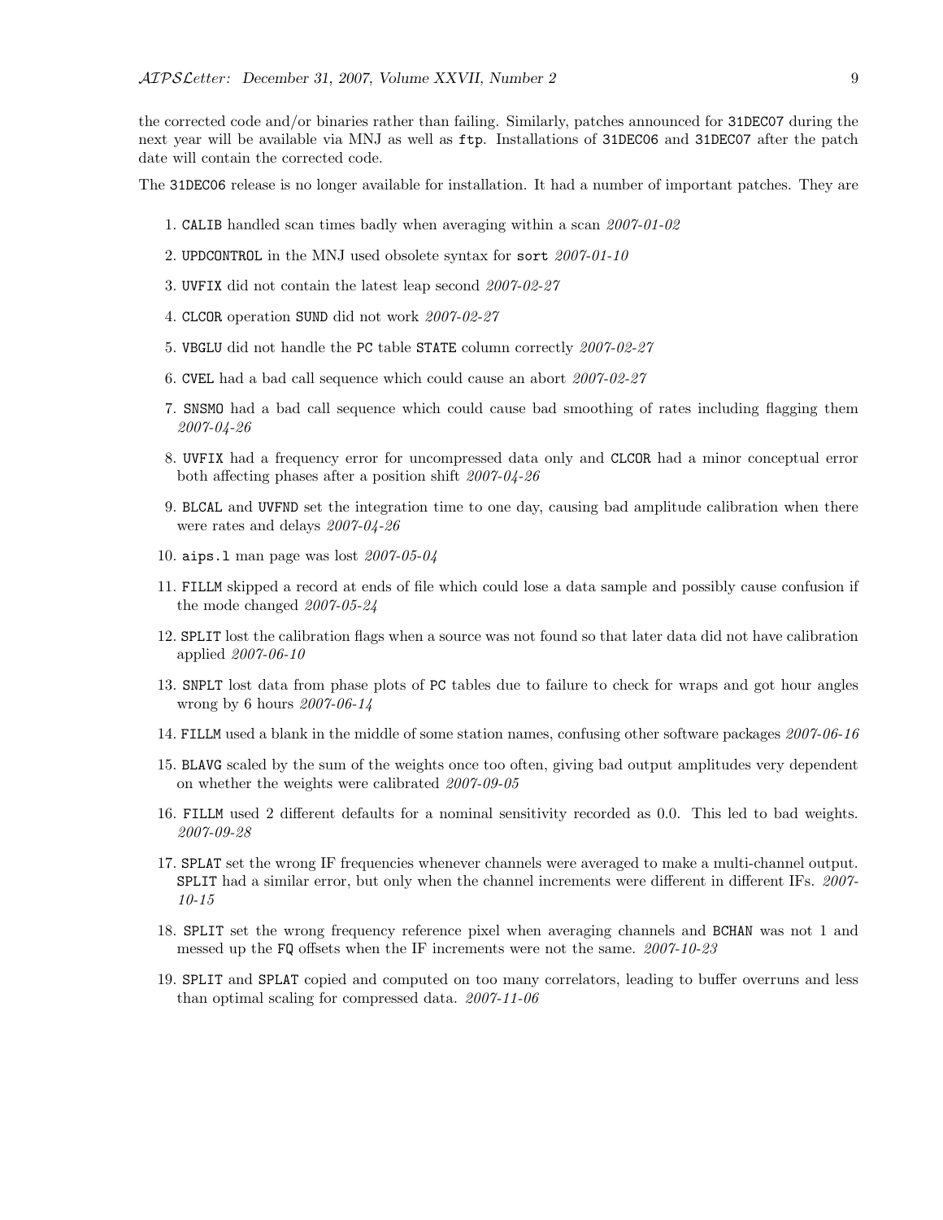the corrected code and/or binaries rather than failing. Similarly, patches announced for `31DEC07` during the next year will be available via MNJ as well as `ftp`. Installations of `31DEC06` and `31DEC07` after the patch date will contain the corrected code.

The `31DEC06` release is no longer available for installation. It had a number of important patches. They are

1. `CALIB` handled scan times badly when averaging within a scan *2007-01-02*
2. `UPDCONTROL` in the MNJ used obsolete syntax for `sort` *2007-01-10*
3. `UVFIX` did not contain the latest leap second *2007-02-27*
4. `CLCOR` operation `SUND` did not work *2007-02-27*
5. `VBGLU` did not handle the `PC` table `STATE` column correctly *2007-02-27*
6. `CVEL` had a bad call sequence which could cause an abort *2007-02-27*
7. `SNSMO` had a bad call sequence which could cause bad smoothing of rates including flagging them *2007-04-26*
8. `UVFIX` had a frequency error for uncompressed data only and `CLCOR` had a minor conceptual error both affecting phases after a position shift *2007-04-26*
9. `BLCAL` and `UVFND` set the integration time to one day, causing bad amplitude calibration when there were rates and delays *2007-04-26*
10. `aips.l` man page was lost *2007-05-04*
11. `FILLM` skipped a record at ends of file which could lose a data sample and possibly cause confusion if the mode changed *2007-05-24*
12. `SPLIT` lost the calibration flags when a source was not found so that later data did not have calibration applied *2007-06-10*
13. `SNPLT` lost data from phase plots of `PC` tables due to failure to check for wraps and got hour angles wrong by 6 hours *2007-06-14*
14. `FILLM` used a blank in the middle of some station names, confusing other software packages *2007-06-16*
15. `BLAVG` scaled by the sum of the weights once too often, giving bad output amplitudes very dependent on whether the weights were calibrated *2007-09-05*
16. `FILLM` used 2 different defaults for a nominal sensitivity recorded as 0.0. This led to bad weights. *2007-09-28*
17. `SPLAT` set the wrong IF frequencies whenever channels were averaged to make a multi-channel output. `SPLIT` had a similar error, but only when the channel increments were different in different IFs. *2007-10-15*
18. `SPLIT` set the wrong frequency reference pixel when averaging channels and `BCHAN` was not 1 and messed up the `FQ` offsets when the IF increments were not the same. *2007-10-23*
19. `SPLIT` and `SPLAT` copied and computed on too many correlators, leading to buffer overruns and less than optimal scaling for compressed data. *2007-11-06*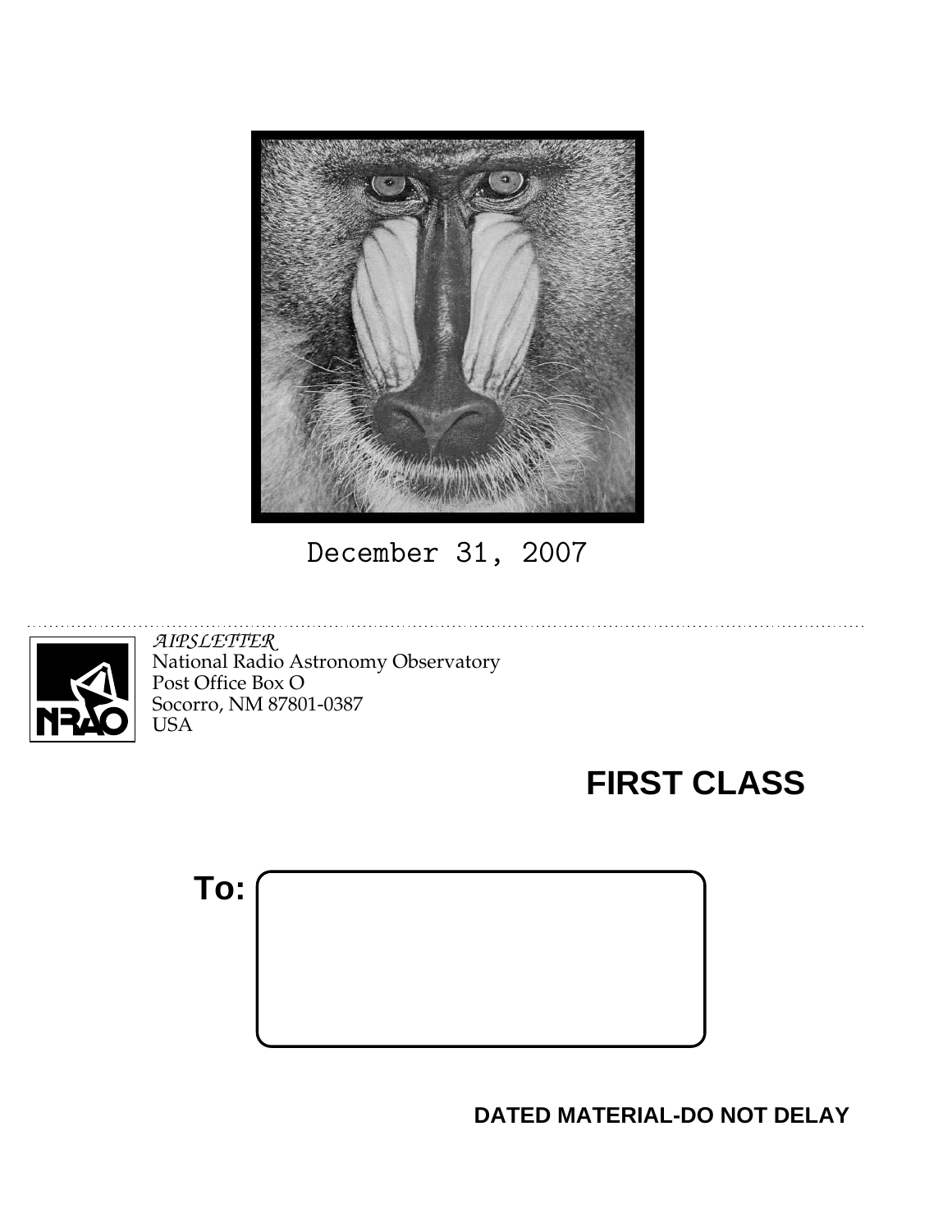December 31, 2007

*AIPSLETTER*
National Radio Astronomy Observatory
Post Office Box O
Socorro, NM 87801-0387
USA

**FIRST CLASS**

**To:**

**DATED MATERIAL-DO NOT DELAY**